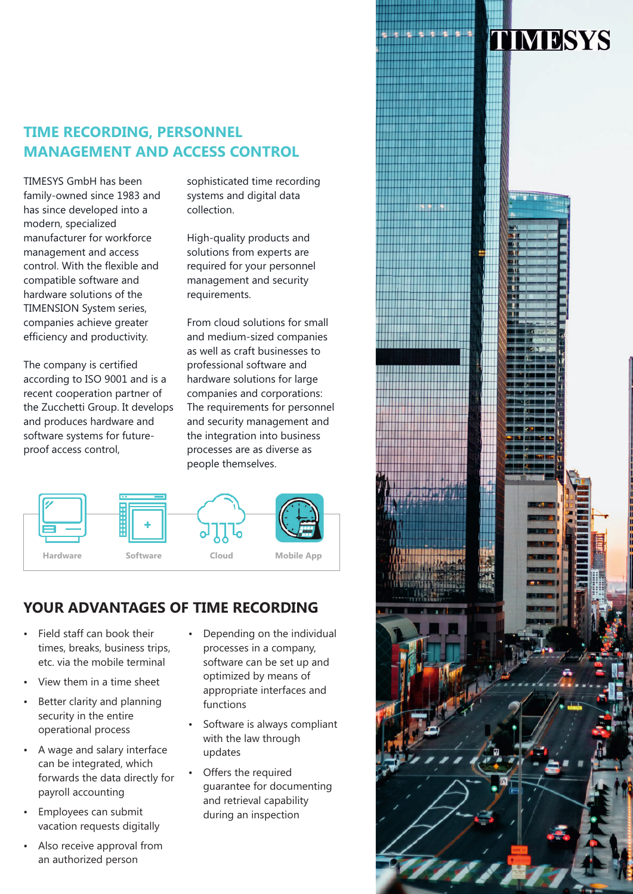TIMESYS

## TIME RECORDING, PERSONNEL MANAGEMENT AND ACCESS CONTROL

TIMESYS GmbH has been family-owned since 1983 and has since developed into a modern, specialized manufacturer for workforce management and access control. With the flexible and compatible software and hardware solutions of the TIMENSION System series, companies achieve greater efficiency and productivity.

The company is certified according to ISO 9001 and is a recent cooperation partner of the Zucchetti Group. It develops and produces hardware and software systems for future-proof access control, sophisticated time recording systems and digital data collection.

High-quality products and solutions from experts are required for your personnel management and security requirements.

From cloud solutions for small and medium-sized companies as well as craft businesses to professional software and hardware solutions for large companies and corporations: The requirements for personnel and security management and the integration into business processes are as diverse as people themselves.

Hardware | Software | Cloud | Mobile App

## YOUR ADVANTAGES OF TIME RECORDING

- Field staff can book their times, breaks, business trips, etc. via the mobile terminal
- View them in a time sheet
- Better clarity and planning security in the entire operational process
- A wage and salary interface can be integrated, which forwards the data directly for payroll accounting
- Employees can submit vacation requests digitally
- Also receive approval from an authorized person
- Depending on the individual processes in a company, software can be set up and optimized by means of appropriate interfaces and functions
- Software is always compliant with the law through updates
- Offers the required guarantee for documenting and retrieval capability during an inspection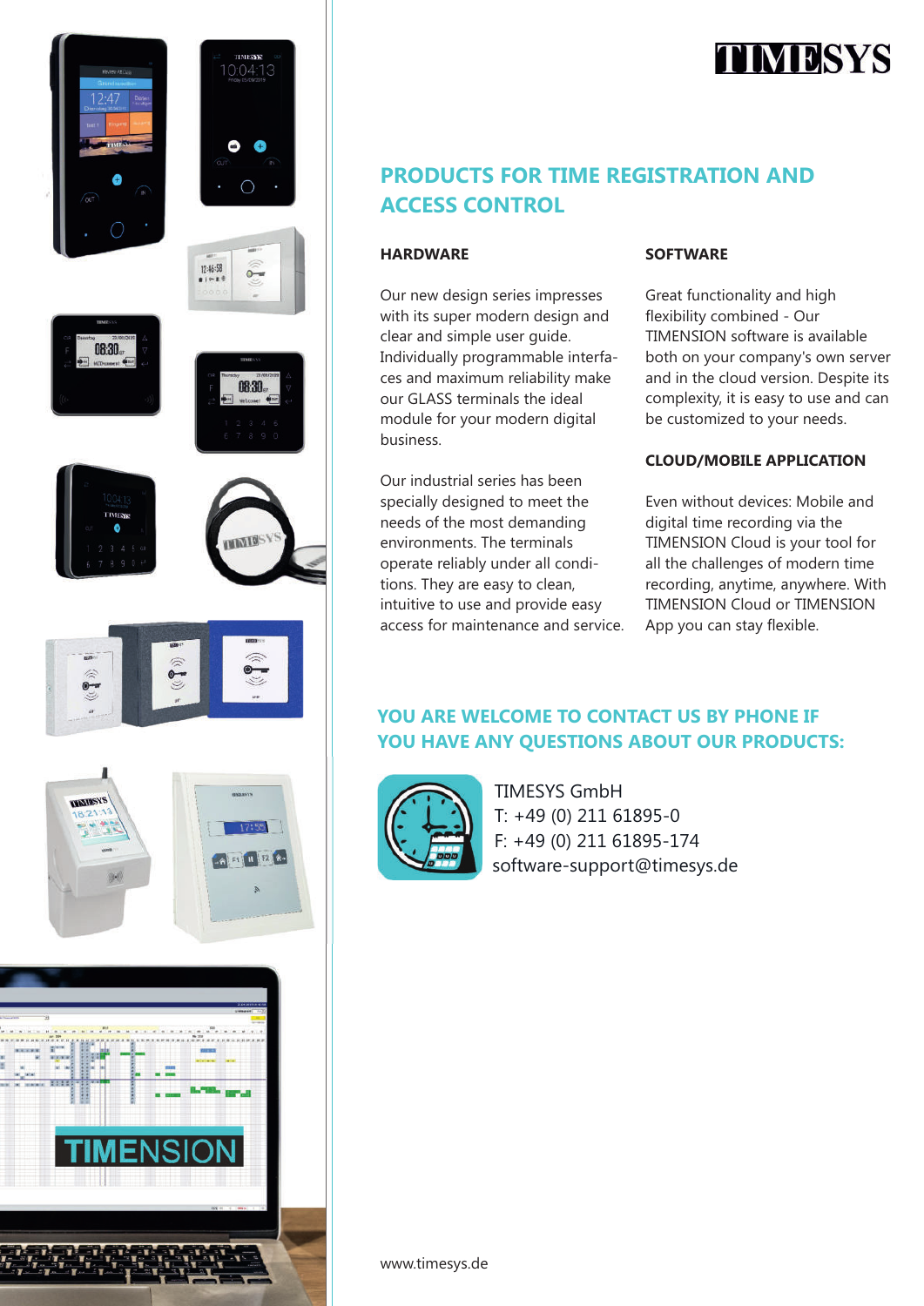TIMESYS

## PRODUCTS FOR TIME REGISTRATION AND ACCESS CONTROL

### HARDWARE

Our new design series impresses with its super modern design and clear and simple user guide. Individually programmable interfaces and maximum reliability make our GLASS terminals the ideal module for your modern digital business.

Our industrial series has been specially designed to meet the needs of the most demanding environments. The terminals operate reliably under all conditions. They are easy to clean, intuitive to use and provide easy access for maintenance and service.

### SOFTWARE

Great functionality and high flexibility combined - Our TIMENSION software is available both on your company's own server and in the cloud version. Despite its complexity, it is easy to use and can be customized to your needs.

### CLOUD/MOBILE APPLICATION

Even without devices: Mobile and digital time recording via the TIMENSION Cloud is your tool for all the challenges of modern time recording, anytime, anywhere. With TIMENSION Cloud or TIMENSION App you can stay flexible.

## YOU ARE WELCOME TO CONTACT US BY PHONE IF YOU HAVE ANY QUESTIONS ABOUT OUR PRODUCTS:

TIMESYS GmbH
T: +49 (0) 211 61895-0
F: +49 (0) 211 61895-174
software-support@timesys.de

www.timesys.de